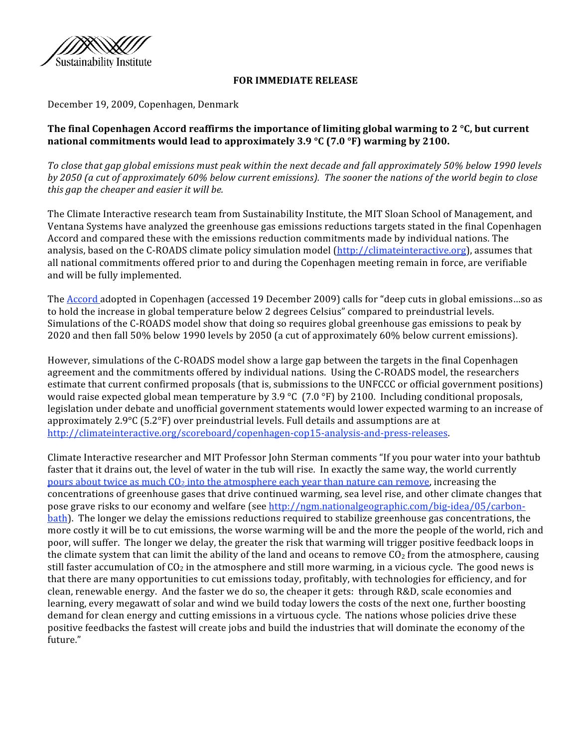Sustainability Institute

**FOR IMMEDIATE RELEASE**

December 19, 2009, Copenhagen, Denmark

**The final Copenhagen Accord reaffirms the importance of limiting global warming to 2 °C, but current national commitments would lead to approximately 3.9 °C (7.0 °F) warming by 2100.**

*To close that gap global emissions must peak within the next decade and fall approximately 50% below 1990 levels by 2050 (a cut of approximately 60% below current emissions). The sooner the nations of the world begin to close this gap the cheaper and easier it will be.*

The Climate Interactive research team from Sustainability Institute, the MIT Sloan School of Management, and Ventana Systems have analyzed the greenhouse gas emissions reductions targets stated in the final Copenhagen Accord and compared these with the emissions reduction commitments made by individual nations. The analysis, based on the C-ROADS climate policy simulation model (http://climateinteractive.org), assumes that all national commitments offered prior to and during the Copenhagen meeting remain in force, are verifiable and will be fully implemented.

The Accord adopted in Copenhagen (accessed 19 December 2009) calls for "deep cuts in global emissions…so as to hold the increase in global temperature below 2 degrees Celsius" compared to preindustrial levels. Simulations of the C-ROADS model show that doing so requires global greenhouse gas emissions to peak by 2020 and then fall 50% below 1990 levels by 2050 (a cut of approximately 60% below current emissions).

However, simulations of the C-ROADS model show a large gap between the targets in the final Copenhagen agreement and the commitments offered by individual nations. Using the C-ROADS model, the researchers estimate that current confirmed proposals (that is, submissions to the UNFCCC or official government positions) would raise expected global mean temperature by 3.9 °C (7.0 °F) by 2100. Including conditional proposals, legislation under debate and unofficial government statements would lower expected warming to an increase of approximately 2.9°C (5.2°F) over preindustrial levels. Full details and assumptions are at http://climateinteractive.org/scoreboard/copenhagen-cop15-analysis-and-press-releases.

Climate Interactive researcher and MIT Professor John Sterman comments "If you pour water into your bathtub faster that it drains out, the level of water in the tub will rise. In exactly the same way, the world currently pours about twice as much $CO_2$ into the atmosphere each year than nature can remove, increasing the concentrations of greenhouse gases that drive continued warming, sea level rise, and other climate changes that pose grave risks to our economy and welfare (see http://ngm.nationalgeographic.com/big-idea/05/carbon-bath). The longer we delay the emissions reductions required to stabilize greenhouse gas concentrations, the more costly it will be to cut emissions, the worse warming will be and the more the people of the world, rich and poor, will suffer. The longer we delay, the greater the risk that warming will trigger positive feedback loops in the climate system that can limit the ability of the land and oceans to remove $CO_2$ from the atmosphere, causing still faster accumulation of $CO_2$ in the atmosphere and still more warming, in a vicious cycle. The good news is that there are many opportunities to cut emissions today, profitably, with technologies for efficiency, and for clean, renewable energy. And the faster we do so, the cheaper it gets: through R&D, scale economies and learning, every megawatt of solar and wind we build today lowers the costs of the next one, further boosting demand for clean energy and cutting emissions in a virtuous cycle. The nations whose policies drive these positive feedbacks the fastest will create jobs and build the industries that will dominate the economy of the future."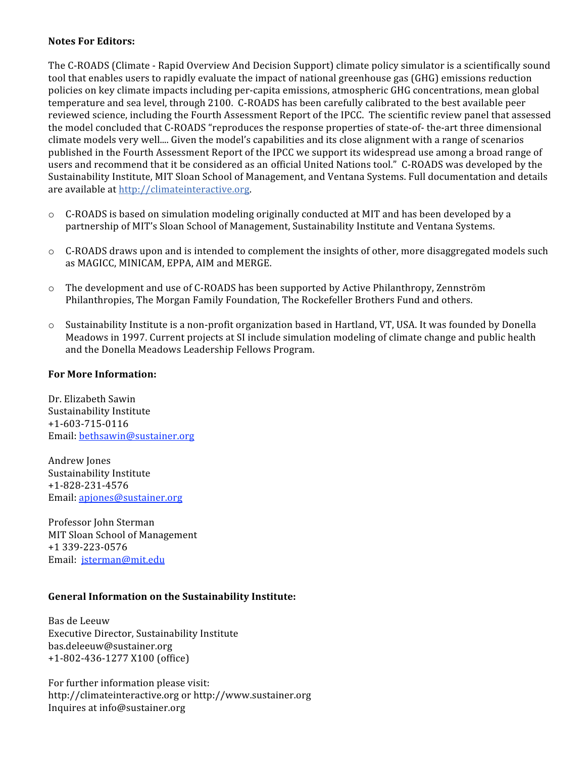**Notes For Editors:**

The C-ROADS (Climate - Rapid Overview And Decision Support) climate policy simulator is a scientifically sound tool that enables users to rapidly evaluate the impact of national greenhouse gas (GHG) emissions reduction policies on key climate impacts including per-capita emissions, atmospheric GHG concentrations, mean global temperature and sea level, through 2100. C-ROADS has been carefully calibrated to the best available peer reviewed science, including the Fourth Assessment Report of the IPCC. The scientific review panel that assessed the model concluded that C-ROADS "reproduces the response properties of state-of- the-art three dimensional climate models very well.... Given the model's capabilities and its close alignment with a range of scenarios published in the Fourth Assessment Report of the IPCC we support its widespread use among a broad range of users and recommend that it be considered as an official United Nations tool." C-ROADS was developed by the Sustainability Institute, MIT Sloan School of Management, and Ventana Systems. Full documentation and details are available at http://climateinteractive.org.

- C-ROADS is based on simulation modeling originally conducted at MIT and has been developed by a partnership of MIT's Sloan School of Management, Sustainability Institute and Ventana Systems.
- C-ROADS draws upon and is intended to complement the insights of other, more disaggregated models such as MAGICC, MINICAM, EPPA, AIM and MERGE.
- The development and use of C-ROADS has been supported by Active Philanthropy, Zennström Philanthropies, The Morgan Family Foundation, The Rockefeller Brothers Fund and others.
- Sustainability Institute is a non-profit organization based in Hartland, VT, USA. It was founded by Donella Meadows in 1997. Current projects at SI include simulation modeling of climate change and public health and the Donella Meadows Leadership Fellows Program.

**For More Information:**

Dr. Elizabeth Sawin
Sustainability Institute
+1-603-715-0116
Email: bethsawin@sustainer.org

Andrew Jones
Sustainability Institute
+1-828-231-4576
Email: apjones@sustainer.org

Professor John Sterman
MIT Sloan School of Management
+1 339-223-0576
Email: jsterman@mit.edu

**General Information on the Sustainability Institute:**

Bas de Leeuw
Executive Director, Sustainability Institute
bas.deleeuw@sustainer.org
+1-802-436-1277 X100 (office)

For further information please visit:
http://climateinteractive.org or http://www.sustainer.org
Inquires at info@sustainer.org